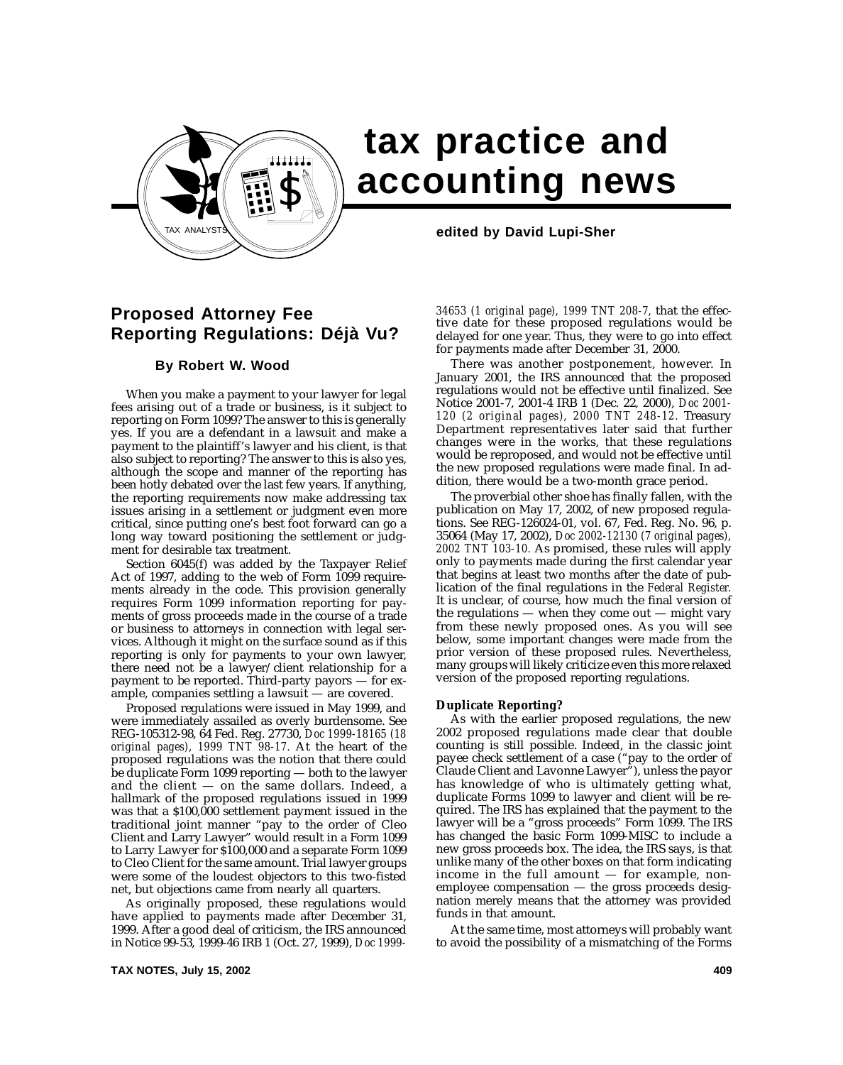# tax practice and accounting news

**edited by David Lupi-Sher**

## Proposed Attorney Fee Reporting Regulations: Déjà Vu?

**By Robert W. Wood**

When you make a payment to your lawyer for legal fees arising out of a trade or business, is it subject to reporting on Form 1099? The answer to this is generally yes. If you are a defendant in a lawsuit and make a payment to the plaintiff's lawyer and his client, is that also subject to reporting? The answer to this is also yes, although the scope and manner of the reporting has been hotly debated over the last few years. If anything, the reporting requirements now make addressing tax issues arising in a settlement or judgment even more critical, since putting one's best foot forward can go a long way toward positioning the settlement or judgment for desirable tax treatment.

Section 6045(f) was added by the Taxpayer Relief Act of 1997, adding to the web of Form 1099 requirements already in the code. This provision generally requires Form 1099 information reporting for payments of gross proceeds made in the course of a trade or business to attorneys in connection with legal services. Although it might on the surface sound as if this reporting is only for payments to your own lawyer, there need not be a lawyer/client relationship for a payment to be reported. Third-party payors — for example, companies settling a lawsuit — are covered.

Proposed regulations were issued in May 1999, and were immediately assailed as overly burdensome. See REG-105312-98, 64 Fed. Reg. 27730, *Doc 1999-18165 (18 original pages), 1999 TNT 98-17.* At the heart of the proposed regulations was the notion that there could be duplicate Form 1099 reporting — both to the lawyer and the client — on the same dollars. Indeed, a hallmark of the proposed regulations issued in 1999 was that a $100,000 settlement payment issued in the traditional joint manner "pay to the order of Cleo Client and Larry Lawyer" would result in a Form 1099 to Larry Lawyer for $100,000 and a separate Form 1099 to Cleo Client for the same amount. Trial lawyer groups were some of the loudest objectors to this two-fisted net, but objections came from nearly all quarters.

As originally proposed, these regulations would have applied to payments made after December 31, 1999. After a good deal of criticism, the IRS announced in Notice 99-53, 1999-46 IRB 1 (Oct. 27, 1999), *Doc 1999-34653 (1 original page), 1999 TNT 208-7*, that the effective date for these proposed regulations would be delayed for one year. Thus, they were to go into effect for payments made after December 31, 2000.

There was another postponement, however. In January 2001, the IRS announced that the proposed regulations would not be effective until finalized. See Notice 2001-7, 2001-4 IRB 1 (Dec. 22, 2000), *Doc 2001-120 (2 original pages), 2000 TNT 248-12.* Treasury Department representatives later said that further changes were in the works, that these regulations would be reproposed, and would not be effective until the new proposed regulations were made final. In addition, there would be a two-month grace period.

The proverbial other shoe has finally fallen, with the publication on May 17, 2002, of new proposed regulations. See REG-126024-01, vol. 67, Fed. Reg. No. 96, p. 35064 (May 17, 2002), *Doc 2002-12130 (7 original pages), 2002 TNT 103-10.* As promised, these rules will apply only to payments made during the first calendar year that begins at least two months after the date of publication of the final regulations in the *Federal Register.* It is unclear, of course, how much the final version of the regulations — when they come out — might vary from these newly proposed ones. As you will see below, some important changes were made from the prior version of these proposed rules. Nevertheless, many groups will likely criticize even this more relaxed version of the proposed reporting regulations.

### Duplicate Reporting?

As with the earlier proposed regulations, the new 2002 proposed regulations made clear that double counting is still possible. Indeed, in the classic joint payee check settlement of a case ("pay to the order of Claude Client and Lavonne Lawyer"), unless the payor has knowledge of who is ultimately getting what, duplicate Forms 1099 to lawyer and client will be required. The IRS has explained that the payment to the lawyer will be a "gross proceeds" Form 1099. The IRS has changed the basic Form 1099-MISC to include a new gross proceeds box. The idea, the IRS says, is that unlike many of the other boxes on that form indicating income in the full amount — for example, nonemployee compensation — the gross proceeds designation merely means that the attorney was provided funds in that amount.

At the same time, most attorneys will probably want to avoid the possibility of a mismatching of the Forms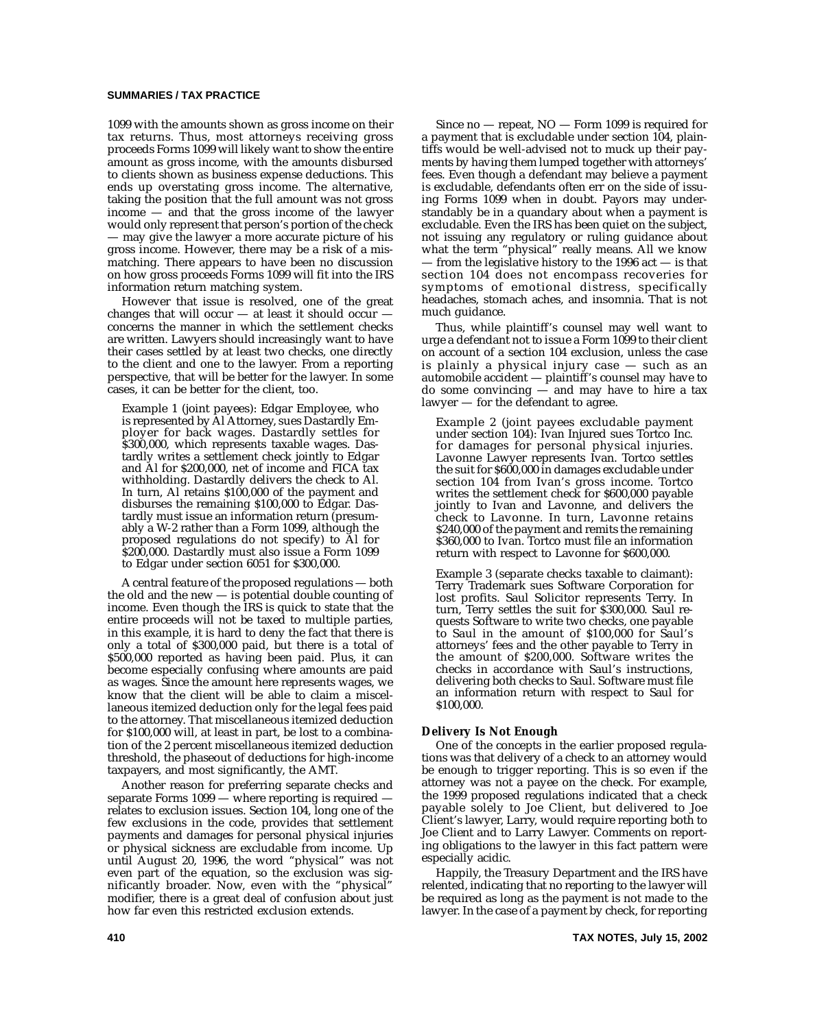1099 with the amounts shown as gross income on their tax returns. Thus, most attorneys receiving gross proceeds Forms 1099 will likely want to show the entire amount as gross income, with the amounts disbursed to clients shown as business expense deductions. This ends up overstating gross income. The alternative, taking the position that the full amount was not gross income — and that the gross income of the lawyer would only represent that person's portion of the check — may give the lawyer a more accurate picture of his gross income. However, there may be a risk of a mismatching. There appears to have been no discussion on how gross proceeds Forms 1099 will fit into the IRS information return matching system.

However that issue is resolved, one of the great changes that will occur — at least it should occur — concerns the manner in which the settlement checks are written. Lawyers should increasingly want to have their cases settled by at least two checks, one directly to the client and one to the lawyer. From a reporting perspective, that will be better for the lawyer. In some cases, it can be better for the client, too.

> Example 1 (joint payees): Edgar Employee, who is represented by Al Attorney, sues Dastardly Employer for back wages. Dastardly settles for $300,000, which represents taxable wages. Dastardly writes a settlement check jointly to Edgar and Al for $200,000, net of income and FICA tax withholding. Dastardly delivers the check to Al. In turn, Al retains $100,000 of the payment and disburses the remaining $100,000 to Edgar. Dastardly must issue an information return (presumably a W-2 rather than a Form 1099, although the proposed regulations do not specify) to Al for $200,000. Dastardly must also issue a Form 1099 to Edgar under section 6051 for $300,000.

A central feature of the proposed regulations — both the old and the new — is potential double counting of income. Even though the IRS is quick to state that the entire proceeds will not be taxed to multiple parties, in this example, it is hard to deny the fact that there is only a total of $300,000 paid, but there is a total of $500,000 reported as having been paid. Plus, it can become especially confusing where amounts are paid as wages. Since the amount here represents wages, we know that the client will be able to claim a miscellaneous itemized deduction only for the legal fees paid to the attorney. That miscellaneous itemized deduction for $100,000 will, at least in part, be lost to a combination of the 2 percent miscellaneous itemized deduction threshold, the phaseout of deductions for high-income taxpayers, and most significantly, the AMT.

Another reason for preferring separate checks and separate Forms 1099 — where reporting is required — relates to exclusion issues. Section 104, long one of the few exclusions in the code, provides that settlement payments and damages for personal physical injuries or physical sickness are excludable from income. Up until August 20, 1996, the word "physical" was not even part of the equation, so the exclusion was significantly broader. Now, even with the "physical" modifier, there is a great deal of confusion about just how far even this restricted exclusion extends.

Since no — repeat, NO — Form 1099 is required for a payment that is excludable under section 104, plaintiffs would be well-advised not to muck up their payments by having them lumped together with attorneys' fees. Even though a defendant may believe a payment is excludable, defendants often err on the side of issuing Forms 1099 when in doubt. Payors may understandably be in a quandary about when a payment is excludable. Even the IRS has been quiet on the subject, not issuing any regulatory or ruling guidance about what the term "physical" really means. All we know — from the legislative history to the 1996 act — is that section 104 does not encompass recoveries for symptoms of emotional distress, specifically headaches, stomach aches, and insomnia. That is not much guidance.

Thus, while plaintiff's counsel may well want to urge a defendant not to issue a Form 1099 to their client on account of a section 104 exclusion, unless the case is plainly a physical injury case — such as an automobile accident — plaintiff's counsel may have to do some convincing — and may have to hire a tax lawyer — for the defendant to agree.

> Example 2 (joint payees excludable payment under section 104): Ivan Injured sues Tortco Inc. for damages for personal physical injuries. Lavonne Lawyer represents Ivan. Tortco settles the suit for $600,000 in damages excludable under section 104 from Ivan's gross income. Tortco writes the settlement check for $600,000 payable jointly to Ivan and Lavonne, and delivers the check to Lavonne. In turn, Lavonne retains $240,000 of the payment and remits the remaining $360,000 to Ivan. Tortco must file an information return with respect to Lavonne for $600,000.

> Example 3 (separate checks taxable to claimant): Terry Trademark sues Software Corporation for lost profits. Saul Solicitor represents Terry. In turn, Terry settles the suit for $300,000. Saul requests Software to write two checks, one payable to Saul in the amount of $100,000 for Saul's attorneys' fees and the other payable to Terry in the amount of $200,000. Software writes the checks in accordance with Saul's instructions, delivering both checks to Saul. Software must file an information return with respect to Saul for $100,000.

### Delivery Is Not Enough

One of the concepts in the earlier proposed regulations was that delivery of a check to an attorney would be enough to trigger reporting. This is so even if the attorney was not a payee on the check. For example, the 1999 proposed regulations indicated that a check payable solely to Joe Client, but delivered to Joe Client's lawyer, Larry, would require reporting both to Joe Client and to Larry Lawyer. Comments on reporting obligations to the lawyer in this fact pattern were especially acidic.

Happily, the Treasury Department and the IRS have relented, indicating that no reporting to the lawyer will be required as long as the payment is not made to the lawyer. In the case of a payment by check, for reporting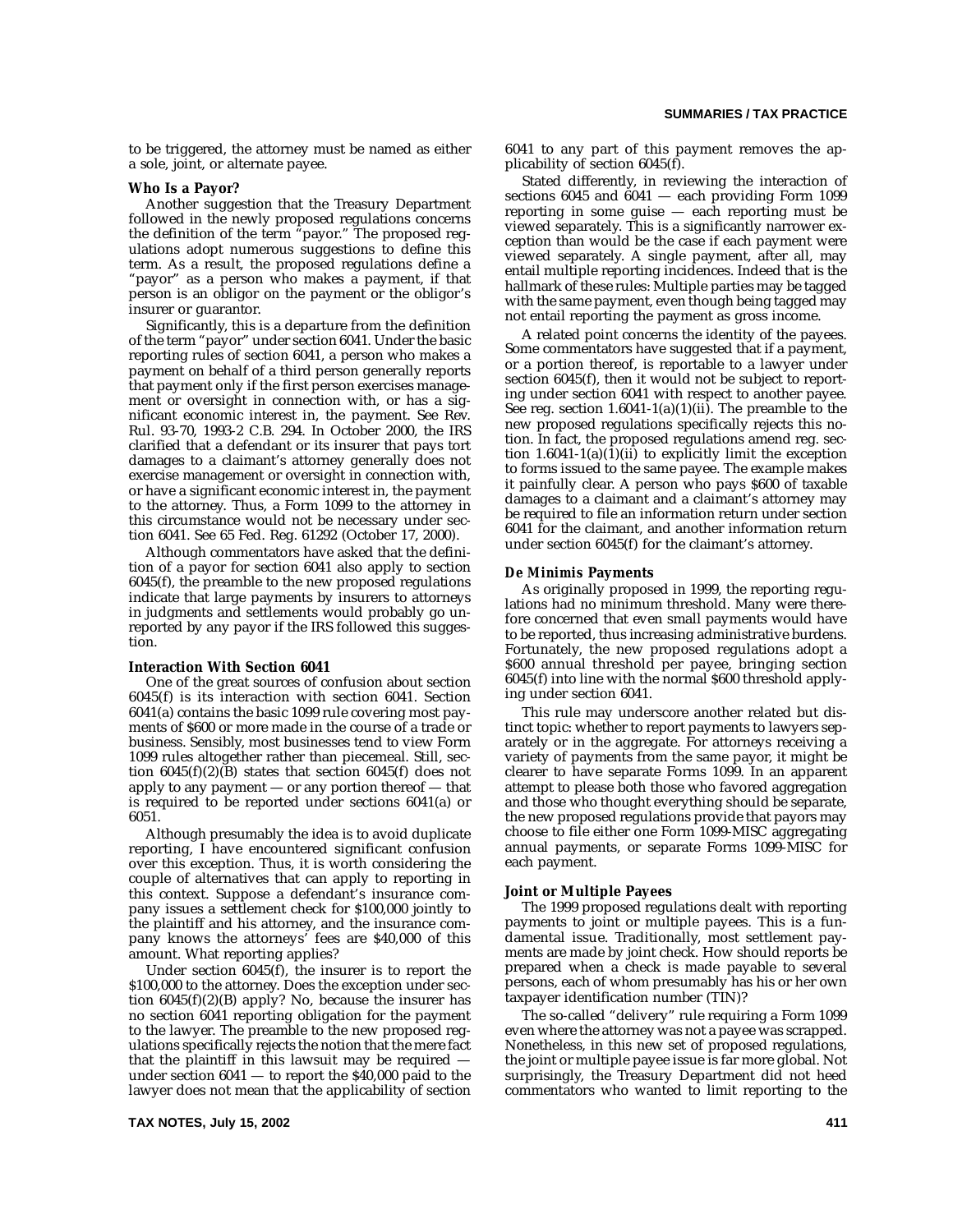to be triggered, the attorney must be named as either a sole, joint, or alternate payee.

### Who Is a Payor?

Another suggestion that the Treasury Department followed in the newly proposed regulations concerns the definition of the term "payor." The proposed regulations adopt numerous suggestions to define this term. As a result, the proposed regulations define a "payor" as a person who makes a payment, if that person is an obligor on the payment or the obligor's insurer or guarantor.

Significantly, this is a departure from the definition of the term "payor" under section 6041. Under the basic reporting rules of section 6041, a person who makes a payment on behalf of a third person generally reports that payment only if the first person exercises management or oversight in connection with, or has a significant economic interest in, the payment. See Rev. Rul. 93-70, 1993-2 C.B. 294. In October 2000, the IRS clarified that a defendant or its insurer that pays tort damages to a claimant's attorney generally does not exercise management or oversight in connection with, or have a significant economic interest in, the payment to the attorney. Thus, a Form 1099 to the attorney in this circumstance would not be necessary under section 6041. See 65 Fed. Reg. 61292 (October 17, 2000).

Although commentators have asked that the definition of a payor for section 6041 also apply to section 6045(f), the preamble to the new proposed regulations indicate that large payments by insurers to attorneys in judgments and settlements would probably go unreported by any payor if the IRS followed this suggestion.

### Interaction With Section 6041

One of the great sources of confusion about section 6045(f) is its interaction with section 6041. Section 6041(a) contains the basic 1099 rule covering most payments of $600 or more made in the course of a trade or business. Sensibly, most businesses tend to view Form 1099 rules altogether rather than piecemeal. Still, section 6045(f)(2)(B) states that section 6045(f) does not apply to any payment — or any portion thereof — that is required to be reported under sections 6041(a) or 6051.

Although presumably the idea is to avoid duplicate reporting, I have encountered significant confusion over this exception. Thus, it is worth considering the couple of alternatives that can apply to reporting in this context. Suppose a defendant's insurance company issues a settlement check for $100,000 jointly to the plaintiff and his attorney, and the insurance company knows the attorneys' fees are $40,000 of this amount. What reporting applies?

Under section 6045(f), the insurer is to report the $100,000 to the attorney. Does the exception under section 6045(f)(2)(B) apply? No, because the insurer has no section 6041 reporting obligation for the payment to the lawyer. The preamble to the new proposed regulations specifically rejects the notion that the mere fact that the plaintiff in this lawsuit may be required — under section 6041 — to report the $40,000 paid to the lawyer does not mean that the applicability of section 6041 to any part of this payment removes the applicability of section 6045(f).

Stated differently, in reviewing the interaction of sections 6045 and 6041 — each providing Form 1099 reporting in some guise — each reporting must be viewed separately. This is a significantly narrower exception than would be the case if each payment were viewed separately. A single payment, after all, may entail multiple reporting incidences. Indeed that is the hallmark of these rules: Multiple parties may be tagged with the same payment, even though being tagged may not entail reporting the payment as gross income.

A related point concerns the identity of the payees. Some commentators have suggested that if a payment, or a portion thereof, is reportable to a lawyer under section 6045(f), then it would not be subject to reporting under section 6041 with respect to another payee. See reg. section 1.6041-1(a)(1)(ii). The preamble to the new proposed regulations specifically rejects this notion. In fact, the proposed regulations amend reg. section 1.6041-1(a)(1)(ii) to explicitly limit the exception to forms issued to the same payee. The example makes it painfully clear. A person who pays $600 of taxable damages to a claimant and a claimant's attorney may be required to file an information return under section 6041 for the claimant, and another information return under section 6045(f) for the claimant's attorney.

### De Minimis Payments

As originally proposed in 1999, the reporting regulations had no minimum threshold. Many were therefore concerned that even small payments would have to be reported, thus increasing administrative burdens. Fortunately, the new proposed regulations adopt a $600 annual threshold per payee, bringing section 6045(f) into line with the normal $600 threshold applying under section 6041.

This rule may underscore another related but distinct topic: whether to report payments to lawyers separately or in the aggregate. For attorneys receiving a variety of payments from the same payor, it might be clearer to have separate Forms 1099. In an apparent attempt to please both those who favored aggregation and those who thought everything should be separate, the new proposed regulations provide that payors may choose to file either one Form 1099-MISC aggregating annual payments, or separate Forms 1099-MISC for each payment.

### Joint or Multiple Payees

The 1999 proposed regulations dealt with reporting payments to joint or multiple payees. This is a fundamental issue. Traditionally, most settlement payments are made by joint check. How should reports be prepared when a check is made payable to several persons, each of whom presumably has his or her own taxpayer identification number (TIN)?

The so-called "delivery" rule requiring a Form 1099 even where the attorney was not a payee was scrapped. Nonetheless, in this new set of proposed regulations, the joint or multiple payee issue is far more global. Not surprisingly, the Treasury Department did not heed commentators who wanted to limit reporting to the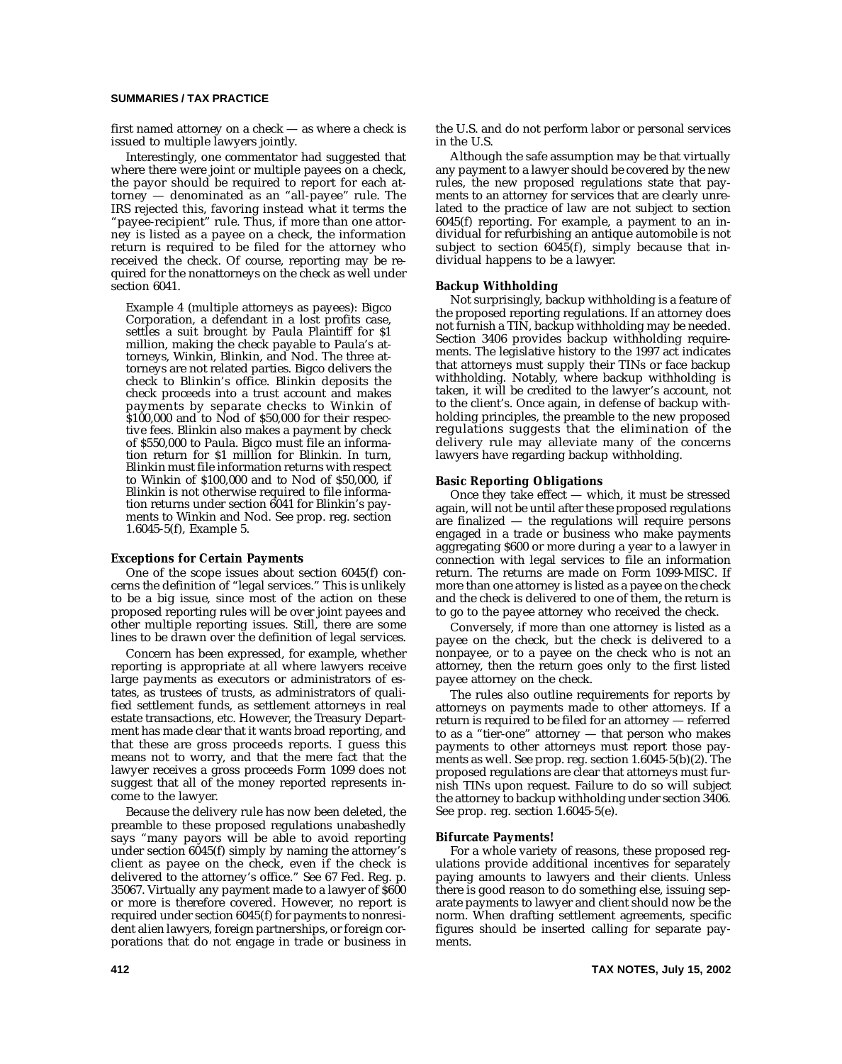first named attorney on a check — as where a check is issued to multiple lawyers jointly.

Interestingly, one commentator had suggested that where there were joint or multiple payees on a check, the payor should be required to report for each attorney — denominated as an "all-payee" rule. The IRS rejected this, favoring instead what it terms the "payee-recipient" rule. Thus, if more than one attorney is listed as a payee on a check, the information return is required to be filed for the attorney who received the check. Of course, reporting may be required for the nonattorneys on the check as well under section 6041.

> Example 4 (multiple attorneys as payees): Bigco Corporation, a defendant in a lost profits case, settles a suit brought by Paula Plaintiff for $1 million, making the check payable to Paula's attorneys, Winkin, Blinkin, and Nod. The three attorneys are not related parties. Bigco delivers the check to Blinkin's office. Blinkin deposits the check proceeds into a trust account and makes payments by separate checks to Winkin of $100,000 and to Nod of $50,000 for their respective fees. Blinkin also makes a payment by check of $550,000 to Paula. Bigco must file an information return for $1 million for Blinkin. In turn, Blinkin must file information returns with respect to Winkin of $100,000 and to Nod of $50,000, if Blinkin is not otherwise required to file information returns under section 6041 for Blinkin's payments to Winkin and Nod. See prop. reg. section 1.6045-5(f), Example 5.

### Exceptions for Certain Payments

One of the scope issues about section 6045(f) concerns the definition of "legal services." This is unlikely to be a big issue, since most of the action on these proposed reporting rules will be over joint payees and other multiple reporting issues. Still, there are some lines to be drawn over the definition of legal services.

Concern has been expressed, for example, whether reporting is appropriate at all where lawyers receive large payments as executors or administrators of estates, as trustees of trusts, as administrators of qualified settlement funds, as settlement attorneys in real estate transactions, etc. However, the Treasury Department has made clear that it wants broad reporting, and that these are gross proceeds reports. I guess this means not to worry, and that the mere fact that the lawyer receives a gross proceeds Form 1099 does not suggest that all of the money reported represents income to the lawyer.

Because the delivery rule has now been deleted, the preamble to these proposed regulations unabashedly says "many payors will be able to avoid reporting under section 6045(f) simply by naming the attorney's client as payee on the check, even if the check is delivered to the attorney's office." See 67 Fed. Reg. p. 35067. Virtually any payment made to a lawyer of $600 or more is therefore covered. However, no report is required under section 6045(f) for payments to nonresident alien lawyers, foreign partnerships, or foreign corporations that do not engage in trade or business in the U.S. and do not perform labor or personal services in the U.S.

Although the safe assumption may be that virtually any payment to a lawyer should be covered by the new rules, the new proposed regulations state that payments to an attorney for services that are clearly unrelated to the practice of law are not subject to section 6045(f) reporting. For example, a payment to an individual for refurbishing an antique automobile is not subject to section 6045(f), simply because that individual happens to be a lawyer.

### Backup Withholding

Not surprisingly, backup withholding is a feature of the proposed reporting regulations. If an attorney does not furnish a TIN, backup withholding may be needed. Section 3406 provides backup withholding requirements. The legislative history to the 1997 act indicates that attorneys must supply their TINs or face backup withholding. Notably, where backup withholding is taken, it will be credited to the lawyer's account, not to the client's. Once again, in defense of backup withholding principles, the preamble to the new proposed regulations suggests that the elimination of the delivery rule may alleviate many of the concerns lawyers have regarding backup withholding.

### Basic Reporting Obligations

Once they take effect — which, it must be stressed again, will not be until after these proposed regulations are finalized — the regulations will require persons engaged in a trade or business who make payments aggregating $600 or more during a year to a lawyer in connection with legal services to file an information return. The returns are made on Form 1099-MISC. If more than one attorney is listed as a payee on the check and the check is delivered to one of them, the return is to go to the payee attorney who received the check.

Conversely, if more than one attorney is listed as a payee on the check, but the check is delivered to a nonpayee, or to a payee on the check who is not an attorney, then the return goes only to the first listed payee attorney on the check.

The rules also outline requirements for reports by attorneys on payments made to other attorneys. If a return is required to be filed for an attorney — referred to as a "tier-one" attorney — that person who makes payments to other attorneys must report those payments as well. See prop. reg. section 1.6045-5(b)(2). The proposed regulations are clear that attorneys must furnish TINs upon request. Failure to do so will subject the attorney to backup withholding under section 3406. See prop. reg. section 1.6045-5(e).

### Bifurcate Payments!

For a whole variety of reasons, these proposed regulations provide additional incentives for separately paying amounts to lawyers and their clients. Unless there is good reason to do something else, issuing separate payments to lawyer and client should now be the norm. When drafting settlement agreements, specific figures should be inserted calling for separate payments.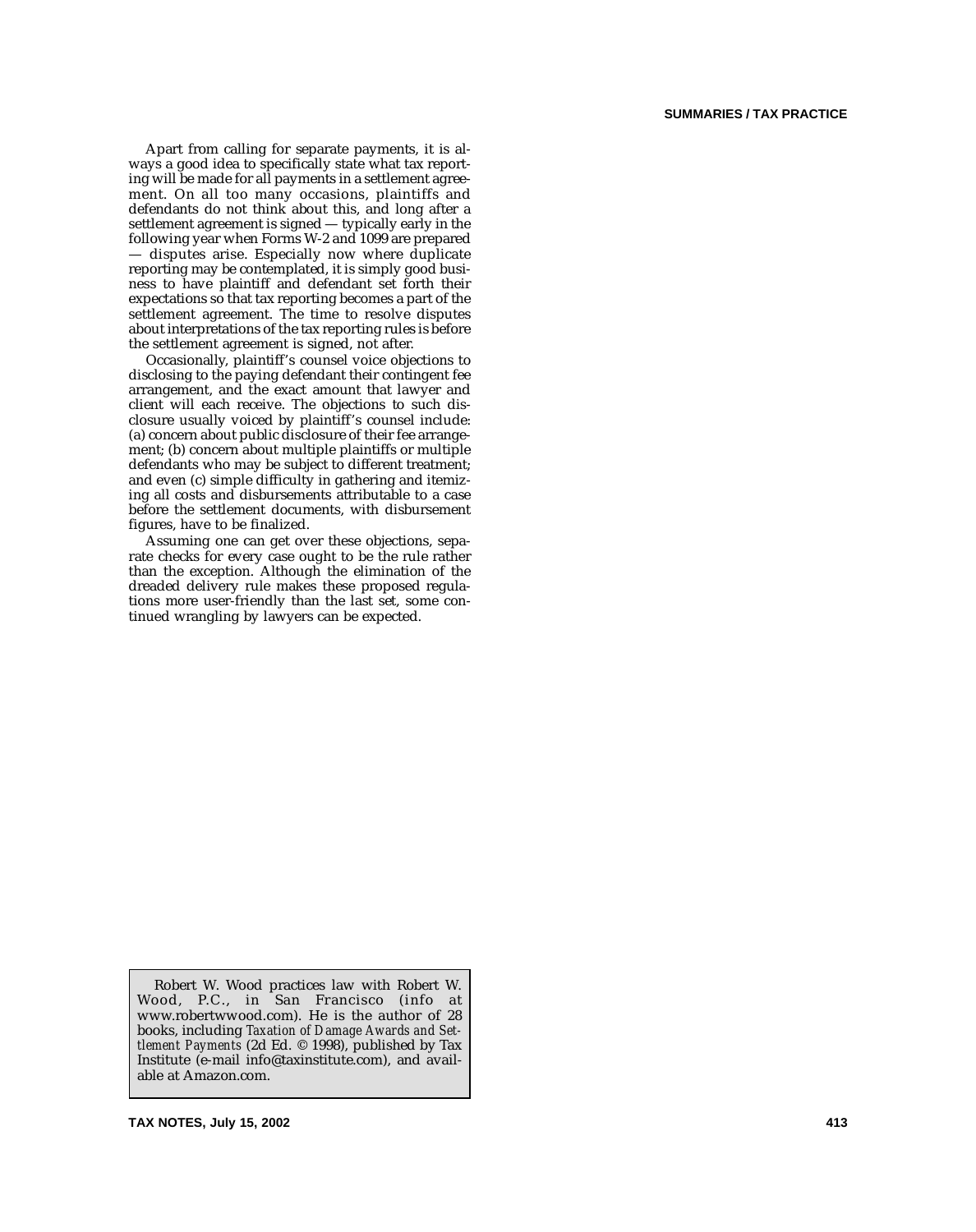Apart from calling for separate payments, it is always a good idea to specifically state what tax reporting will be made for all payments in a settlement agreement. On all too many occasions, plaintiffs and defendants do not think about this, and long after a settlement agreement is signed — typically early in the following year when Forms W-2 and 1099 are prepared — disputes arise. Especially now where duplicate reporting may be contemplated, it is simply good business to have plaintiff and defendant set forth their expectations so that tax reporting becomes a part of the settlement agreement. The time to resolve disputes about interpretations of the tax reporting rules is before the settlement agreement is signed, not after.

Occasionally, plaintiff's counsel voice objections to disclosing to the paying defendant their contingent fee arrangement, and the exact amount that lawyer and client will each receive. The objections to such disclosure usually voiced by plaintiff's counsel include: (a) concern about public disclosure of their fee arrangement; (b) concern about multiple plaintiffs or multiple defendants who may be subject to different treatment; and even (c) simple difficulty in gathering and itemizing all costs and disbursements attributable to a case before the settlement documents, with disbursement figures, have to be finalized.

Assuming one can get over these objections, separate checks for every case ought to be the rule rather than the exception. Although the elimination of the dreaded delivery rule makes these proposed regulations more user-friendly than the last set, some continued wrangling by lawyers can be expected.

---

Robert W. Wood practices law with Robert W. Wood, P.C., in San Francisco (info at www.robertwwood.com). He is the author of 28 books, including *Taxation of Damage Awards and Settlement Payments* (2d Ed. © 1998), published by Tax Institute (e-mail info@taxinstitute.com), and available at Amazon.com.